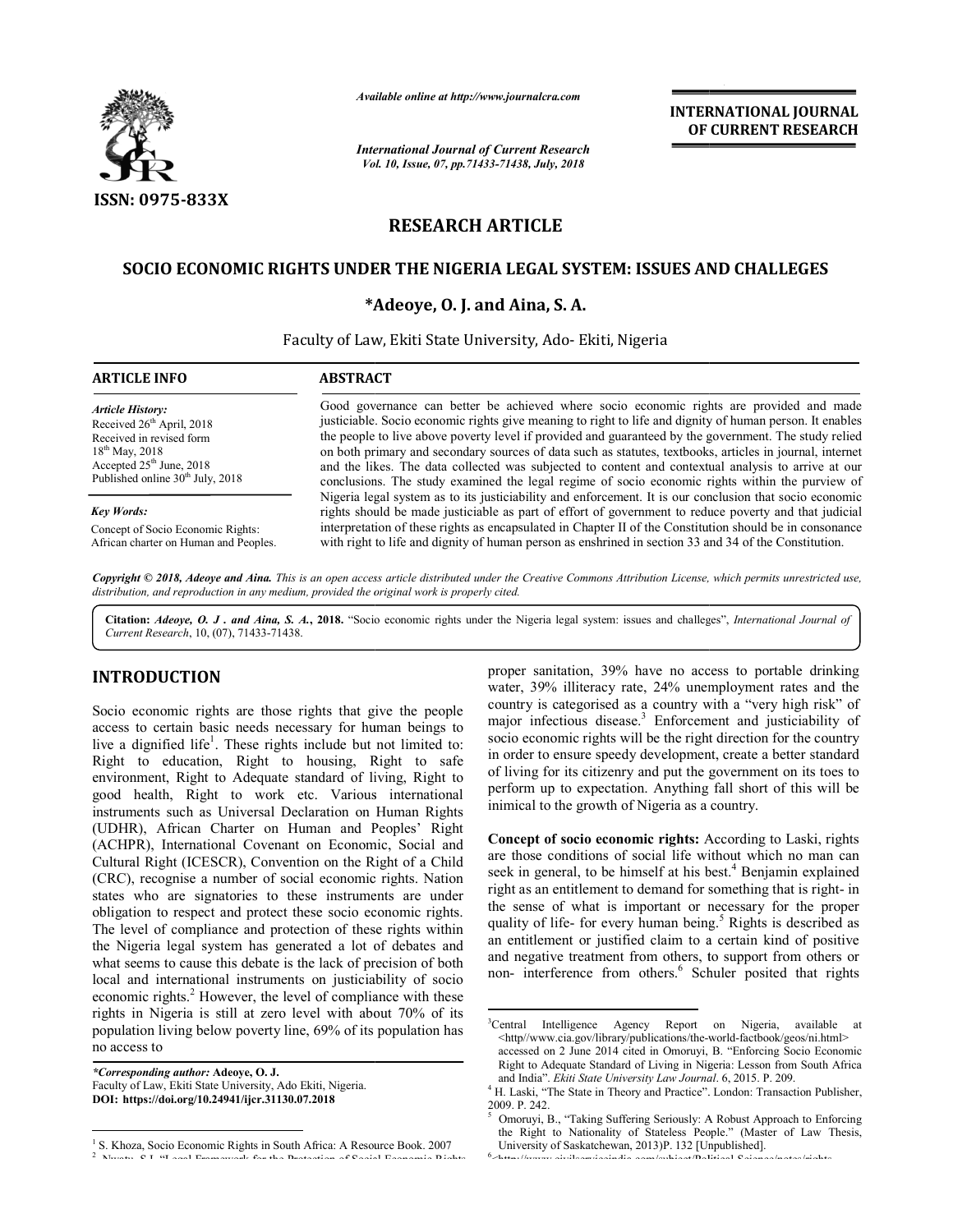*Available online at http://www.journalcra.com*

*International Journal of Current Research*
*Vol. 10, Issue, 07, pp.71433-71438, July, 2018*

**INTERNATIONAL JOURNAL OF CURRENT RESEARCH**

ISSN: 0975-833X

## RESEARCH ARTICLE

# SOCIO ECONOMIC RIGHTS UNDER THE NIGERIA LEGAL SYSTEM: ISSUES AND CHALLEGES

**\*Adeoye, O. J. and Aina, S. A.**

Faculty of Law, Ekiti State University, Ado- Ekiti, Nigeria

**ARTICLE INFO**

*Article History:*
Received 26th April, 2018
Received in revised form 18th May, 2018
Accepted 25th June, 2018
Published online 30th July, 2018

*Key Words:*
Concept of Socio Economic Rights: African charter on Human and Peoples.

**ABSTRACT**

Good governance can better be achieved where socio economic rights are provided and made justiciable. Socio economic rights give meaning to right to life and dignity of human person. It enables the people to live above poverty level if provided and guaranteed by the government. The study relied on both primary and secondary sources of data such as statutes, textbooks, articles in journal, internet and the likes. The data collected was subjected to content and contextual analysis to arrive at our conclusions. The study examined the legal regime of socio economic rights within the purview of Nigeria legal system as to its justiciability and enforcement. It is our conclusion that socio economic rights should be made justiciable as part of effort of government to reduce poverty and that judicial interpretation of these rights as encapsulated in Chapter II of the Constitution should be in consonance with right to life and dignity of human person as enshrined in section 33 and 34 of the Constitution.

*Copyright © 2018, Adeoye and Aina. This is an open access article distributed under the Creative Commons Attribution License, which permits unrestricted use, distribution, and reproduction in any medium, provided the original work is properly cited.*

**Citation:** *Adeoye, O. J . and Aina, S. A.*, **2018.** "Socio economic rights under the Nigeria legal system: issues and challeges", *International Journal of Current Research*, 10, (07), 71433-71438.

## INTRODUCTION

Socio economic rights are those rights that give the people access to certain basic needs necessary for human beings to live a dignified life[1]. These rights include but not limited to: Right to education, Right to housing, Right to safe environment, Right to Adequate standard of living, Right to good health, Right to work etc. Various international instruments such as Universal Declaration on Human Rights (UDHR), African Charter on Human and Peoples' Right (ACHPR), International Covenant on Economic, Social and Cultural Right (ICESCR), Convention on the Right of a Child (CRC), recognise a number of social economic rights. Nation states who are signatories to these instruments are under obligation to respect and protect these socio economic rights. The level of compliance and protection of these rights within the Nigeria legal system has generated a lot of debates and what seems to cause this debate is the lack of precision of both local and international instruments on justiciability of socio economic rights.[2] However, the level of compliance with these rights in Nigeria is still at zero level with about 70% of its population living below poverty line, 69% of its population has no access to proper sanitation, 39% have no access to portable drinking water, 39% illiteracy rate, 24% unemployment rates and the country is categorised as a country with a "very high risk" of major infectious disease.[3] Enforcement and justiciability of socio economic rights will be the right direction for the country in order to ensure speedy development, create a better standard of living for its citizenry and put the government on its toes to perform up to expectation. Anything fall short of this will be inimical to the growth of Nigeria as a country.

**Concept of socio economic rights:** According to Laski, rights are those conditions of social life without which no man can seek in general, to be himself at his best.[4] Benjamin explained right as an entitlement to demand for something that is right- in the sense of what is important or necessary for the proper quality of life- for every human being.[5] Rights is described as an entitlement or justified claim to a certain kind of positive and negative treatment from others, to support from others or non- interference from others.[6] Schuler posited that rights

---

*\*Corresponding author:* **Adeoye, O. J.**
Faculty of Law, Ekiti State University, Ado Ekiti, Nigeria.
**DOI: https://doi.org/10.24941/ijcr.31130.07.2018**

[1] S. Khoza, Socio Economic Rights in South Africa: A Resource Book. 2007

[3] Central Intelligence Agency Report on Nigeria, available at <http//www.cia.gov/library/publications/the-world-factbook/geos/ni.html> accessed on 2 June 2014 cited in Omoruyi, B. "Enforcing Socio Economic Right to Adequate Standard of Living in Nigeria: Lesson from South Africa and India". *Ekiti State University Law Journal*. 6, 2015. P. 209.

[4] H. Laski, "The State in Theory and Practice". London: Transaction Publisher, 2009. P. 242.

[5] Omoruyi, B., "Taking Suffering Seriously: A Robust Approach to Enforcing the Right to Nationality of Stateless People." (Master of Law Thesis, University of Saskatchewan, 2013)P. 132 [Unpublished].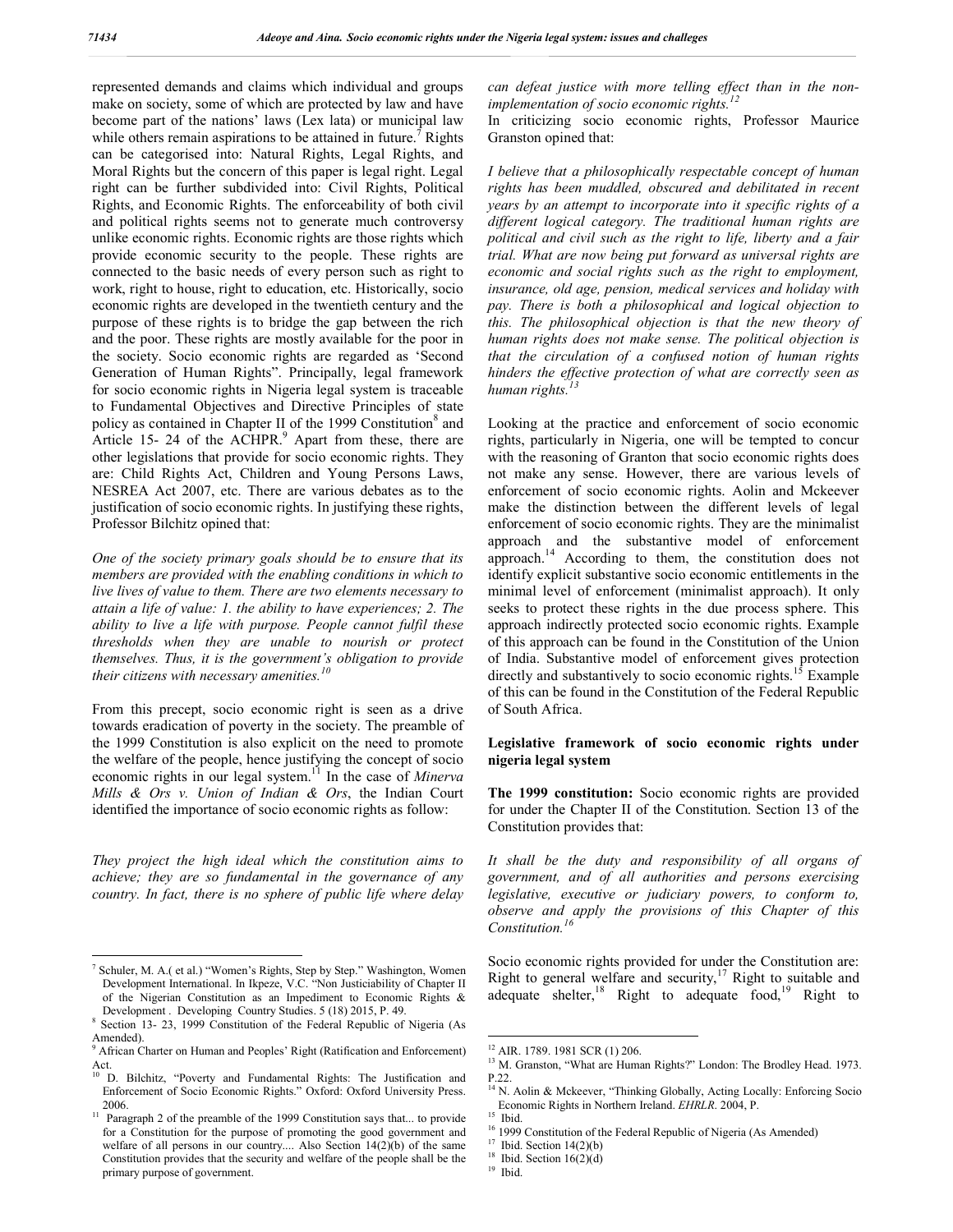represented demands and claims which individual and groups make on society, some of which are protected by law and have become part of the nations' laws (Lex lata) or municipal law while others remain aspirations to be attained in future.[7] Rights can be categorised into: Natural Rights, Legal Rights, and Moral Rights but the concern of this paper is legal right. Legal right can be further subdivided into: Civil Rights, Political Rights, and Economic Rights. The enforceability of both civil and political rights seems not to generate much controversy unlike economic rights. Economic rights are those rights which provide economic security to the people. These rights are connected to the basic needs of every person such as right to work, right to house, right to education, etc. Historically, socio economic rights are developed in the twentieth century and the purpose of these rights is to bridge the gap between the rich and the poor. These rights are mostly available for the poor in the society. Socio economic rights are regarded as 'Second Generation of Human Rights". Principally, legal framework for socio economic rights in Nigeria legal system is traceable to Fundamental Objectives and Directive Principles of state policy as contained in Chapter II of the 1999 Constitution[8] and Article 15- 24 of the ACHPR.[9] Apart from these, there are other legislations that provide for socio economic rights. They are: Child Rights Act, Children and Young Persons Laws, NESREA Act 2007, etc. There are various debates as to the justification of socio economic rights. In justifying these rights, Professor Bilchitz opined that:

*One of the society primary goals should be to ensure that its members are provided with the enabling conditions in which to live lives of value to them. There are two elements necessary to attain a life of value: 1. the ability to have experiences; 2. The ability to live a life with purpose. People cannot fulfil these thresholds when they are unable to nourish or protect themselves. Thus, it is the government's obligation to provide their citizens with necessary amenities.*[10]

From this precept, socio economic right is seen as a drive towards eradication of poverty in the society. The preamble of the 1999 Constitution is also explicit on the need to promote the welfare of the people, hence justifying the concept of socio economic rights in our legal system.[11] In the case of *Minerva Mills & Ors v. Union of Indian & Ors*, the Indian Court identified the importance of socio economic rights as follow:

*They project the high ideal which the constitution aims to achieve; they are so fundamental in the governance of any country. In fact, there is no sphere of public life where delay can defeat justice with more telling effect than in the non-implementation of socio economic rights.*[12]

In criticizing socio economic rights, Professor Maurice Granston opined that:

*I believe that a philosophically respectable concept of human rights has been muddled, obscured and debilitated in recent years by an attempt to incorporate into it specific rights of a different logical category. The traditional human rights are political and civil such as the right to life, liberty and a fair trial. What are now being put forward as universal rights are economic and social rights such as the right to employment, insurance, old age, pension, medical services and holiday with pay. There is both a philosophical and logical objection to this. The philosophical objection is that the new theory of human rights does not make sense. The political objection is that the circulation of a confused notion of human rights hinders the effective protection of what are correctly seen as human rights.*[13]

Looking at the practice and enforcement of socio economic rights, particularly in Nigeria, one will be tempted to concur with the reasoning of Granton that socio economic rights does not make any sense. However, there are various levels of enforcement of socio economic rights. Aolin and Mckeever make the distinction between the different levels of legal enforcement of socio economic rights. They are the minimalist approach and the substantive model of enforcement approach.[14] According to them, the constitution does not identify explicit substantive socio economic entitlements in the minimal level of enforcement (minimalist approach). It only seeks to protect these rights in the due process sphere. This approach indirectly protected socio economic rights. Example of this approach can be found in the Constitution of the Union of India. Substantive model of enforcement gives protection directly and substantively to socio economic rights.[15] Example of this can be found in the Constitution of the Federal Republic of South Africa.

## Legislative framework of socio economic rights under nigeria legal system

**The 1999 constitution:** Socio economic rights are provided for under the Chapter II of the Constitution. Section 13 of the Constitution provides that:

*It shall be the duty and responsibility of all organs of government, and of all authorities and persons exercising legislative, executive or judiciary powers, to conform to, observe and apply the provisions of this Chapter of this Constitution.*[16]

Socio economic rights provided for under the Constitution are: Right to general welfare and security,[17] Right to suitable and adequate shelter,[18] Right to adequate food,[19] Right to

---

[7] Schuler, M. A.( et al.) "Women's Rights, Step by Step." Washington, Women Development International. In Ikpeze, V.C. "Non Justiciability of Chapter II of the Nigerian Constitution as an Impediment to Economic Rights & Development . Developing Country Studies. 5 (18) 2015, P. 49.

[8] Section 13- 23, 1999 Constitution of the Federal Republic of Nigeria (As Amended).

[9] African Charter on Human and Peoples' Right (Ratification and Enforcement) Act.

[10] D. Bilchitz, "Poverty and Fundamental Rights: The Justification and Enforcement of Socio Economic Rights." Oxford: Oxford University Press. 2006.

[11] Paragraph 2 of the preamble of the 1999 Constitution says that... to provide for a Constitution for the purpose of promoting the good government and welfare of all persons in our country.... Also Section 14(2)(b) of the same Constitution provides that the security and welfare of the people shall be the primary purpose of government.

[12] AIR. 1789. 1981 SCR (1) 206.

[13] M. Granston, "What are Human Rights?" London: The Brodley Head. 1973. P.22.

[14] N. Aolin & Mckeever, "Thinking Globally, Acting Locally: Enforcing Socio Economic Rights in Northern Ireland. *EHRLR*. 2004, P.

[15] Ibid.

[16] 1999 Constitution of the Federal Republic of Nigeria (As Amended)

[17] Ibid. Section 14(2)(b)

[18] Ibid. Section 16(2)(d)

[19] Ibid.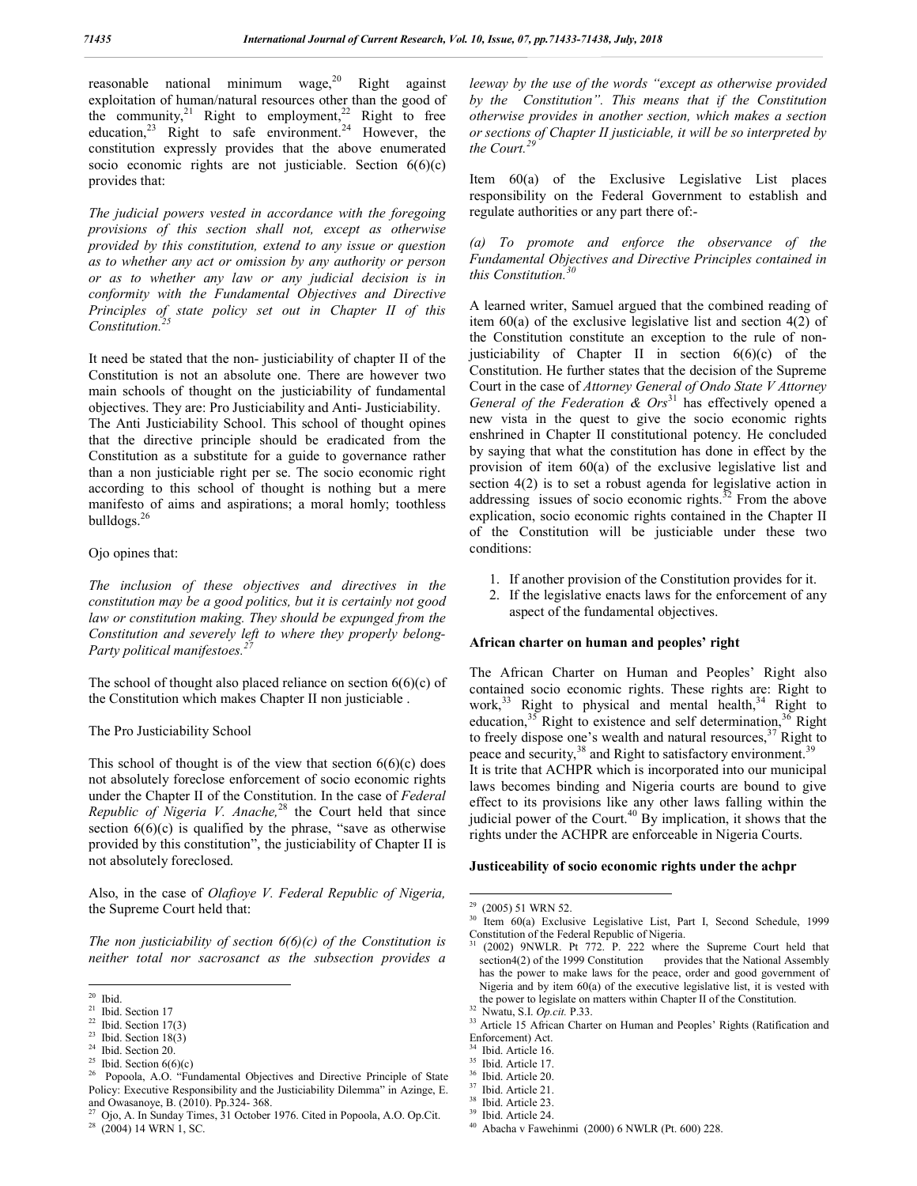reasonable national minimum wage,[20] Right against exploitation of human/natural resources other than the good of the community,[21] Right to employment,[22] Right to free education,[23] Right to safe environment.[24] However, the constitution expressly provides that the above enumerated socio economic rights are not justiciable. Section 6(6)(c) provides that:

*The judicial powers vested in accordance with the foregoing provisions of this section shall not, except as otherwise provided by this constitution, extend to any issue or question as to whether any act or omission by any authority or person or as to whether any law or any judicial decision is in conformity with the Fundamental Objectives and Directive Principles of state policy set out in Chapter II of this Constitution.*[25]

It need be stated that the non- justiciability of chapter II of the Constitution is not an absolute one. There are however two main schools of thought on the justiciability of fundamental objectives. They are: Pro Justiciability and Anti- Justiciability. The Anti Justiciability School. This school of thought opines that the directive principle should be eradicated from the Constitution as a substitute for a guide to governance rather than a non justiciable right per se. The socio economic right according to this school of thought is nothing but a mere manifesto of aims and aspirations; a moral homly; toothless bulldogs.[26]

Ojo opines that:

*The inclusion of these objectives and directives in the constitution may be a good politics, but it is certainly not good law or constitution making. They should be expunged from the Constitution and severely left to where they properly belong- Party political manifestoes.*[27]

The school of thought also placed reliance on section 6(6)(c) of the Constitution which makes Chapter II non justiciable .

The Pro Justiciability School

This school of thought is of the view that section 6(6)(c) does not absolutely foreclose enforcement of socio economic rights under the Chapter II of the Constitution. In the case of *Federal Republic of Nigeria V. Anache,*[28] the Court held that since section 6(6)(c) is qualified by the phrase, "save as otherwise provided by this constitution", the justiciability of Chapter II is not absolutely foreclosed.

Also, in the case of *Olafioye V. Federal Republic of Nigeria,* the Supreme Court held that:

*The non justiciability of section 6(6)(c) of the Constitution is neither total nor sacrosanct as the subsection provides a leeway by the use of the words "except as otherwise provided by the Constitution". This means that if the Constitution otherwise provides in another section, which makes a section or sections of Chapter II justiciable, it will be so interpreted by the Court.*[29]

Item 60(a) of the Exclusive Legislative List places responsibility on the Federal Government to establish and regulate authorities or any part there of:-

*(a) To promote and enforce the observance of the Fundamental Objectives and Directive Principles contained in this Constitution.*[30]

A learned writer, Samuel argued that the combined reading of item 60(a) of the exclusive legislative list and section 4(2) of the Constitution constitute an exception to the rule of non-justiciability of Chapter II in section 6(6)(c) of the Constitution. He further states that the decision of the Supreme Court in the case of *Attorney General of Ondo State V Attorney General of the Federation & Ors*[31] has effectively opened a new vista in the quest to give the socio economic rights enshrined in Chapter II constitutional potency. He concluded by saying that what the constitution has done in effect by the provision of item 60(a) of the exclusive legislative list and section 4(2) is to set a robust agenda for legislative action in addressing issues of socio economic rights.[32] From the above explication, socio economic rights contained in the Chapter II of the Constitution will be justiciable under these two conditions:

1. If another provision of the Constitution provides for it.
2. If the legislative enacts laws for the enforcement of any aspect of the fundamental objectives.

### African charter on human and peoples' right

The African Charter on Human and Peoples' Right also contained socio economic rights. These rights are: Right to work,[33] Right to physical and mental health,[34] Right to education,[35] Right to existence and self determination,[36] Right to freely dispose one's wealth and natural resources,[37] Right to peace and security,[38] and Right to satisfactory environment.[39] It is trite that ACHPR which is incorporated into our municipal laws becomes binding and Nigeria courts are bound to give effect to its provisions like any other laws falling within the judicial power of the Court.[40] By implication, it shows that the rights under the ACHPR are enforceable in Nigeria Courts.

### Justiceability of socio economic rights under the achpr

---

[20] Ibid.
[21] Ibid. Section 17
[22] Ibid. Section 17(3)
[23] Ibid. Section 18(3)
[24] Ibid. Section 20.
[25] Ibid. Section 6(6)(c)
[26] Popoola, A.O. "Fundamental Objectives and Directive Principle of State Policy: Executive Responsibility and the Justiciability Dilemma" in Azinge, E. and Owasanoye, B. (2010). Pp.324- 368.
[27] Ojo, A. In Sunday Times, 31 October 1976. Cited in Popoola, A.O. Op.Cit.
[28] (2004) 14 WRN 1, SC.
[29] (2005) 51 WRN 52.
[30] Item 60(a) Exclusive Legislative List, Part I, Second Schedule, 1999 Constitution of the Federal Republic of Nigeria.
[31] (2002) 9NWLR. Pt 772. P. 222 where the Supreme Court held that section4(2) of the 1999 Constitution provides that the National Assembly has the power to make laws for the peace, order and good government of Nigeria and by item 60(a) of the executive legislative list, it is vested with the power to legislate on matters within Chapter II of the Constitution.
[32] Nwatu, S.I. *Op.cit.* P.33.
[33] Article 15 African Charter on Human and Peoples' Rights (Ratification and Enforcement) Act.
[34] Ibid. Article 16.
[35] Ibid. Article 17.
[36] Ibid. Article 20.
[37] Ibid. Article 21.
[38] Ibid. Article 23.
[39] Ibid. Article 24.
[40] Abacha v Fawehinmi (2000) 6 NWLR (Pt. 600) 228.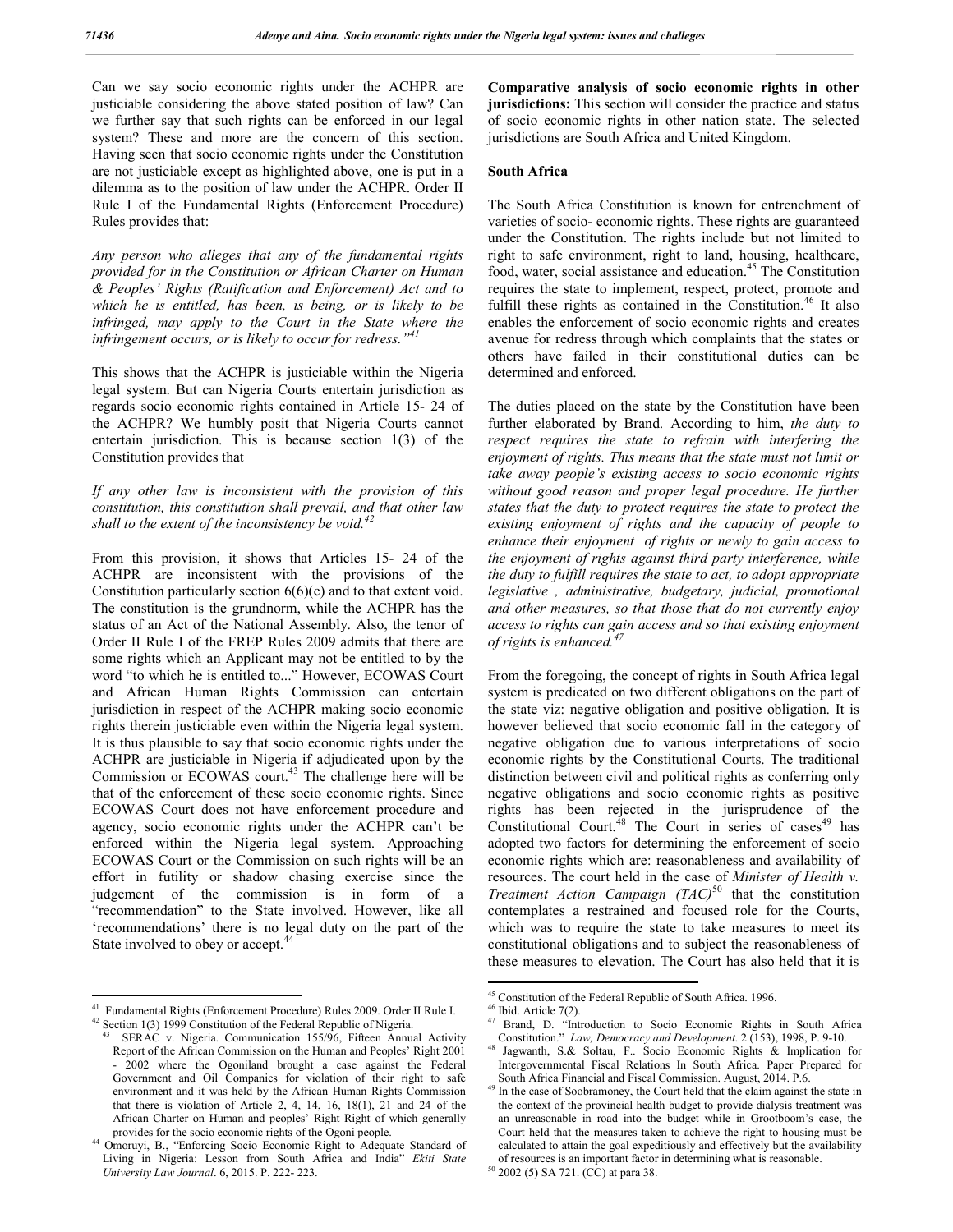Can we say socio economic rights under the ACHPR are justiciable considering the above stated position of law? Can we further say that such rights can be enforced in our legal system? These and more are the concern of this section. Having seen that socio economic rights under the Constitution are not justiciable except as highlighted above, one is put in a dilemma as to the position of law under the ACHPR. Order II Rule I of the Fundamental Rights (Enforcement Procedure) Rules provides that:

*Any person who alleges that any of the fundamental rights provided for in the Constitution or African Charter on Human & Peoples' Rights (Ratification and Enforcement) Act and to which he is entitled, has been, is being, or is likely to be infringed, may apply to the Court in the State where the infringement occurs, or is likely to occur for redress."*[41]

This shows that the ACHPR is justiciable within the Nigeria legal system. But can Nigeria Courts entertain jurisdiction as regards socio economic rights contained in Article 15- 24 of the ACHPR? We humbly posit that Nigeria Courts cannot entertain jurisdiction. This is because section 1(3) of the Constitution provides that

*If any other law is inconsistent with the provision of this constitution, this constitution shall prevail, and that other law shall to the extent of the inconsistency be void.*[42]

From this provision, it shows that Articles 15- 24 of the ACHPR are inconsistent with the provisions of the Constitution particularly section 6(6)(c) and to that extent void. The constitution is the grundnorm, while the ACHPR has the status of an Act of the National Assembly. Also, the tenor of Order II Rule I of the FREP Rules 2009 admits that there are some rights which an Applicant may not be entitled to by the word "to which he is entitled to..." However, ECOWAS Court and African Human Rights Commission can entertain jurisdiction in respect of the ACHPR making socio economic rights therein justiciable even within the Nigeria legal system. It is thus plausible to say that socio economic rights under the ACHPR are justiciable in Nigeria if adjudicated upon by the Commission or ECOWAS court.[43] The challenge here will be that of the enforcement of these socio economic rights. Since ECOWAS Court does not have enforcement procedure and agency, socio economic rights under the ACHPR can't be enforced within the Nigeria legal system. Approaching ECOWAS Court or the Commission on such rights will be an effort in futility or shadow chasing exercise since the judgement of the commission is in form of a "recommendation" to the State involved. However, like all 'recommendations' there is no legal duty on the part of the State involved to obey or accept.[44]

**Comparative analysis of socio economic rights in other jurisdictions:** This section will consider the practice and status of socio economic rights in other nation state. The selected jurisdictions are South Africa and United Kingdom.

## South Africa

The South Africa Constitution is known for entrenchment of varieties of socio- economic rights. These rights are guaranteed under the Constitution. The rights include but not limited to right to safe environment, right to land, housing, healthcare, food, water, social assistance and education.[45] The Constitution requires the state to implement, respect, protect, promote and fulfill these rights as contained in the Constitution.[46] It also enables the enforcement of socio economic rights and creates avenue for redress through which complaints that the states or others have failed in their constitutional duties can be determined and enforced.

The duties placed on the state by the Constitution have been further elaborated by Brand. According to him, *the duty to respect requires the state to refrain with interfering the enjoyment of rights. This means that the state must not limit or take away people's existing access to socio economic rights without good reason and proper legal procedure. He further states that the duty to protect requires the state to protect the existing enjoyment of rights and the capacity of people to enhance their enjoyment of rights or newly to gain access to the enjoyment of rights against third party interference, while the duty to fulfill requires the state to act, to adopt appropriate legislative , administrative, budgetary, judicial, promotional and other measures, so that those that do not currently enjoy access to rights can gain access and so that existing enjoyment of rights is enhanced.*[47]

From the foregoing, the concept of rights in South Africa legal system is predicated on two different obligations on the part of the state viz: negative obligation and positive obligation. It is however believed that socio economic fall in the category of negative obligation due to various interpretations of socio economic rights by the Constitutional Courts. The traditional distinction between civil and political rights as conferring only negative obligations and socio economic rights as positive rights has been rejected in the jurisprudence of the Constitutional Court.[48] The Court in series of cases[49] has adopted two factors for determining the enforcement of socio economic rights which are: reasonableness and availability of resources. The court held in the case of *Minister of Health v. Treatment Action Campaign (TAC)*[50] that the constitution contemplates a restrained and focused role for the Courts, which was to require the state to take measures to meet its constitutional obligations and to subject the reasonableness of these measures to elevation. The Court has also held that it is

---

[41] Fundamental Rights (Enforcement Procedure) Rules 2009. Order II Rule I.

[42] Section 1(3) 1999 Constitution of the Federal Republic of Nigeria.

[43] SERAC v. Nigeria. Communication 155/96, Fifteen Annual Activity Report of the African Commission on the Human and Peoples' Right 2001 - 2002 where the Ogoniland brought a case against the Federal Government and Oil Companies for violation of their right to safe environment and it was held by the African Human Rights Commission that there is violation of Article 2, 4, 14, 16, 18(1), 21 and 24 of the African Charter on Human and peoples' Right Right of which generally provides for the socio economic rights of the Ogoni people.

[44] Omoruyi, B., "Enforcing Socio Economic Right to Adequate Standard of Living in Nigeria: Lesson from South Africa and India" *Ekiti State University Law Journal*. 6, 2015. P. 222- 223.

[45] Constitution of the Federal Republic of South Africa. 1996.

[46] Ibid. Article 7(2).

[47] Brand, D. "Introduction to Socio Economic Rights in South Africa Constitution." *Law, Democracy and Development*. 2 (153), 1998, P. 9-10.

[48] Jagwanth, S.& Soltau, F.. Socio Economic Rights & Implication for Intergovernmental Fiscal Relations In South Africa. Paper Prepared for South Africa Financial and Fiscal Commission. August, 2014. P.6.

[49] In the case of Soobramoney, the Court held that the claim against the state in the context of the provincial health budget to provide dialysis treatment was an unreasonable in road into the budget while in Grootboom's case, the Court held that the measures taken to achieve the right to housing must be calculated to attain the goal expeditiously and effectively but the availability of resources is an important factor in determining what is reasonable.

[50] 2002 (5) SA 721. (CC) at para 38.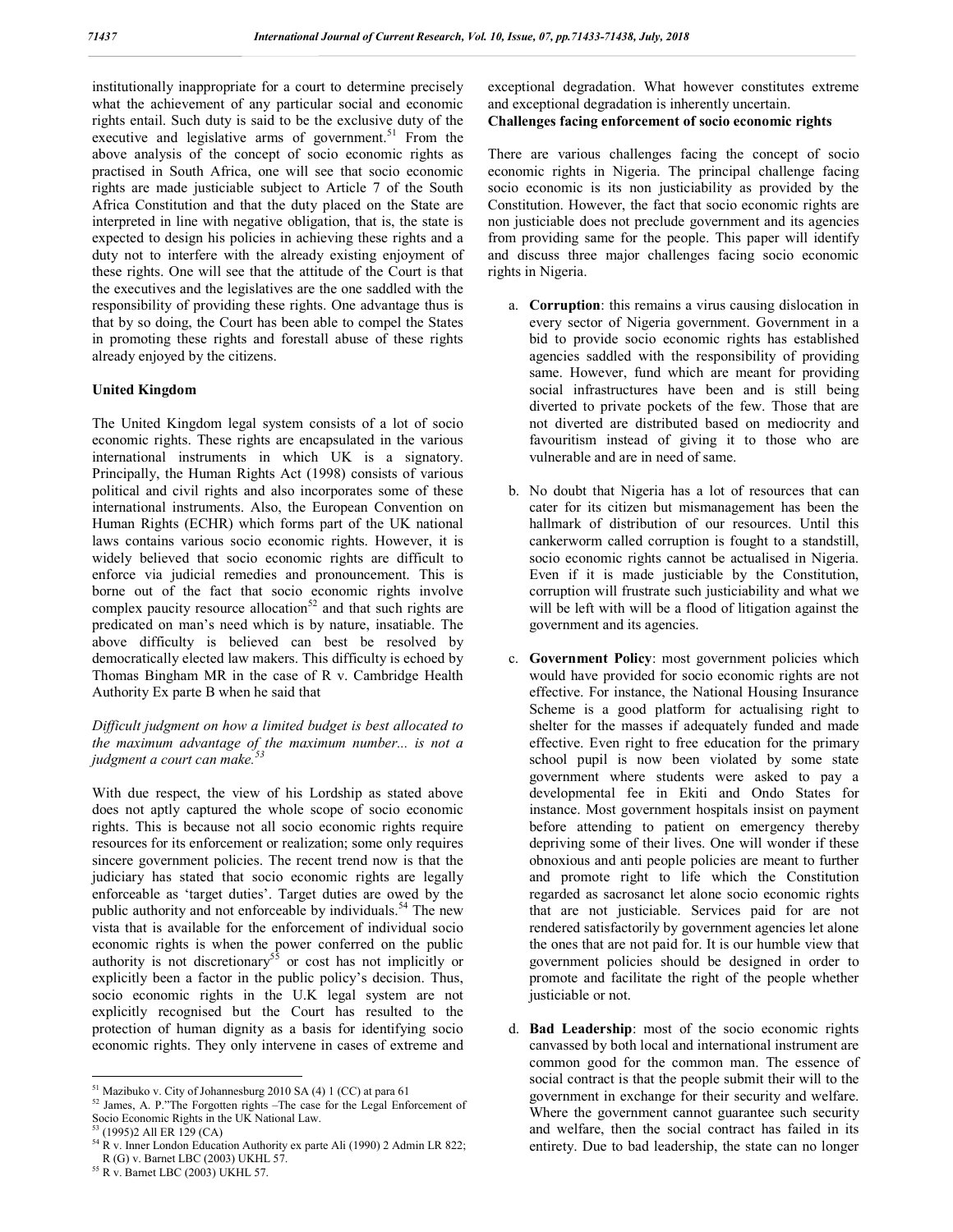institutionally inappropriate for a court to determine precisely what the achievement of any particular social and economic rights entail. Such duty is said to be the exclusive duty of the executive and legislative arms of government.[51] From the above analysis of the concept of socio economic rights as practised in South Africa, one will see that socio economic rights are made justiciable subject to Article 7 of the South Africa Constitution and that the duty placed on the State are interpreted in line with negative obligation, that is, the state is expected to design his policies in achieving these rights and a duty not to interfere with the already existing enjoyment of these rights. One will see that the attitude of the Court is that the executives and the legislatives are the one saddled with the responsibility of providing these rights. One advantage thus is that by so doing, the Court has been able to compel the States in promoting these rights and forestall abuse of these rights already enjoyed by the citizens.

**United Kingdom**

The United Kingdom legal system consists of a lot of socio economic rights. These rights are encapsulated in the various international instruments in which UK is a signatory. Principally, the Human Rights Act (1998) consists of various political and civil rights and also incorporates some of these international instruments. Also, the European Convention on Human Rights (ECHR) which forms part of the UK national laws contains various socio economic rights. However, it is widely believed that socio economic rights are difficult to enforce via judicial remedies and pronouncement. This is borne out of the fact that socio economic rights involve complex paucity resource allocation[52] and that such rights are predicated on man's need which is by nature, insatiable. The above difficulty is believed can best be resolved by democratically elected law makers. This difficulty is echoed by Thomas Bingham MR in the case of R v. Cambridge Health Authority Ex parte B when he said that

*Difficult judgment on how a limited budget is best allocated to the maximum advantage of the maximum number... is not a judgment a court can make.*[53]

With due respect, the view of his Lordship as stated above does not aptly captured the whole scope of socio economic rights. This is because not all socio economic rights require resources for its enforcement or realization; some only requires sincere government policies. The recent trend now is that the judiciary has stated that socio economic rights are legally enforceable as 'target duties'. Target duties are owed by the public authority and not enforceable by individuals.[54] The new vista that is available for the enforcement of individual socio economic rights is when the power conferred on the public authority is not discretionary[55] or cost has not implicitly or explicitly been a factor in the public policy's decision. Thus, socio economic rights in the U.K legal system are not explicitly recognised but the Court has resulted to the protection of human dignity as a basis for identifying socio economic rights. They only intervene in cases of extreme and exceptional degradation. What however constitutes extreme and exceptional degradation is inherently uncertain.

**Challenges facing enforcement of socio economic rights**

There are various challenges facing the concept of socio economic rights in Nigeria. The principal challenge facing socio economic is its non justiciability as provided by the Constitution. However, the fact that socio economic rights are non justiciable does not preclude government and its agencies from providing same for the people. This paper will identify and discuss three major challenges facing socio economic rights in Nigeria.

a. **Corruption**: this remains a virus causing dislocation in every sector of Nigeria government. Government in a bid to provide socio economic rights has established agencies saddled with the responsibility of providing same. However, fund which are meant for providing social infrastructures have been and is still being diverted to private pockets of the few. Those that are not diverted are distributed based on mediocrity and favouritism instead of giving it to those who are vulnerable and are in need of same.

b. No doubt that Nigeria has a lot of resources that can cater for its citizen but mismanagement has been the hallmark of distribution of our resources. Until this cankerworm called corruption is fought to a standstill, socio economic rights cannot be actualised in Nigeria. Even if it is made justiciable by the Constitution, corruption will frustrate such justiciability and what we will be left with will be a flood of litigation against the government and its agencies.

c. **Government Policy**: most government policies which would have provided for socio economic rights are not effective. For instance, the National Housing Insurance Scheme is a good platform for actualising right to shelter for the masses if adequately funded and made effective. Even right to free education for the primary school pupil is now been violated by some state government where students were asked to pay a developmental fee in Ekiti and Ondo States for instance. Most government hospitals insist on payment before attending to patient on emergency thereby depriving some of their lives. One will wonder if these obnoxious and anti people policies are meant to further and promote right to life which the Constitution regarded as sacrosanct let alone socio economic rights that are not justiciable. Services paid for are not rendered satisfactorily by government agencies let alone the ones that are not paid for. It is our humble view that government policies should be designed in order to promote and facilitate the right of the people whether justiciable or not.

d. **Bad Leadership**: most of the socio economic rights canvassed by both local and international instrument are common good for the common man. The essence of social contract is that the people submit their will to the government in exchange for their security and welfare. Where the government cannot guarantee such security and welfare, then the social contract has failed in its entirety. Due to bad leadership, the state can no longer

---

[51] Mazibuko v. City of Johannesburg 2010 SA (4) 1 (CC) at para 61

[52] James, A. P."The Forgotten rights –The case for the Legal Enforcement of Socio Economic Rights in the UK National Law.

[53] (1995)2 All ER 129 (CA)

[54] R v. Inner London Education Authority ex parte Ali (1990) 2 Admin LR 822; R (G) v. Barnet LBC (2003) UKHL 57.

[55] R v. Barnet LBC (2003) UKHL 57.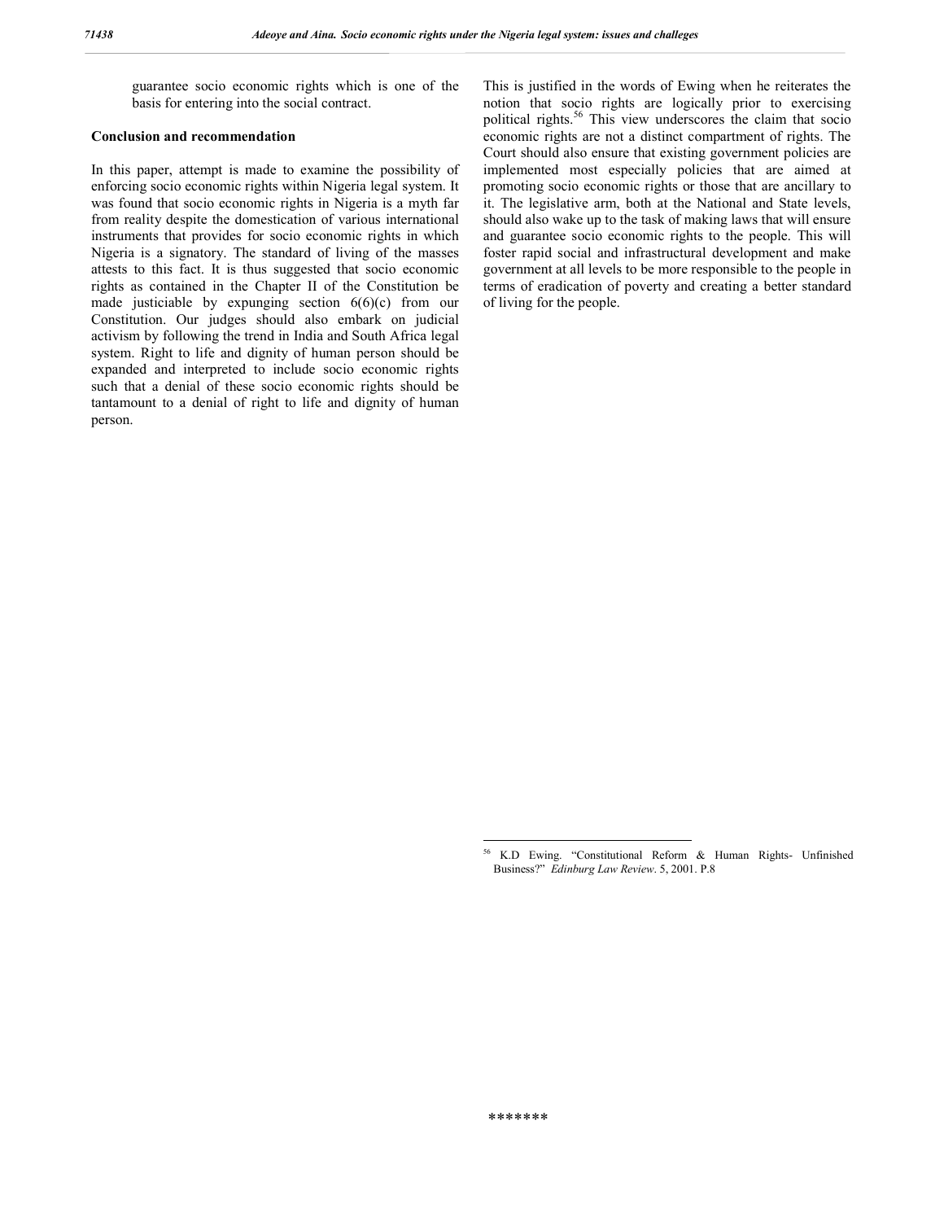guarantee socio economic rights which is one of the basis for entering into the social contract.

**Conclusion and recommendation**

In this paper, attempt is made to examine the possibility of enforcing socio economic rights within Nigeria legal system. It was found that socio economic rights in Nigeria is a myth far from reality despite the domestication of various international instruments that provides for socio economic rights in which Nigeria is a signatory. The standard of living of the masses attests to this fact. It is thus suggested that socio economic rights as contained in the Chapter II of the Constitution be made justiciable by expunging section 6(6)(c) from our Constitution. Our judges should also embark on judicial activism by following the trend in India and South Africa legal system. Right to life and dignity of human person should be expanded and interpreted to include socio economic rights such that a denial of these socio economic rights should be tantamount to a denial of right to life and dignity of human person.

This is justified in the words of Ewing when he reiterates the notion that socio rights are logically prior to exercising political rights.[56] This view underscores the claim that socio economic rights are not a distinct compartment of rights. The Court should also ensure that existing government policies are implemented most especially policies that are aimed at promoting socio economic rights or those that are ancillary to it. The legislative arm, both at the National and State levels, should also wake up to the task of making laws that will ensure and guarantee socio economic rights to the people. This will foster rapid social and infrastructural development and make government at all levels to be more responsible to the people in terms of eradication of poverty and creating a better standard of living for the people.

*******

[56] K.D Ewing. "Constitutional Reform & Human Rights- Unfinished Business?" *Edinburg Law Review*. 5, 2001. P.8